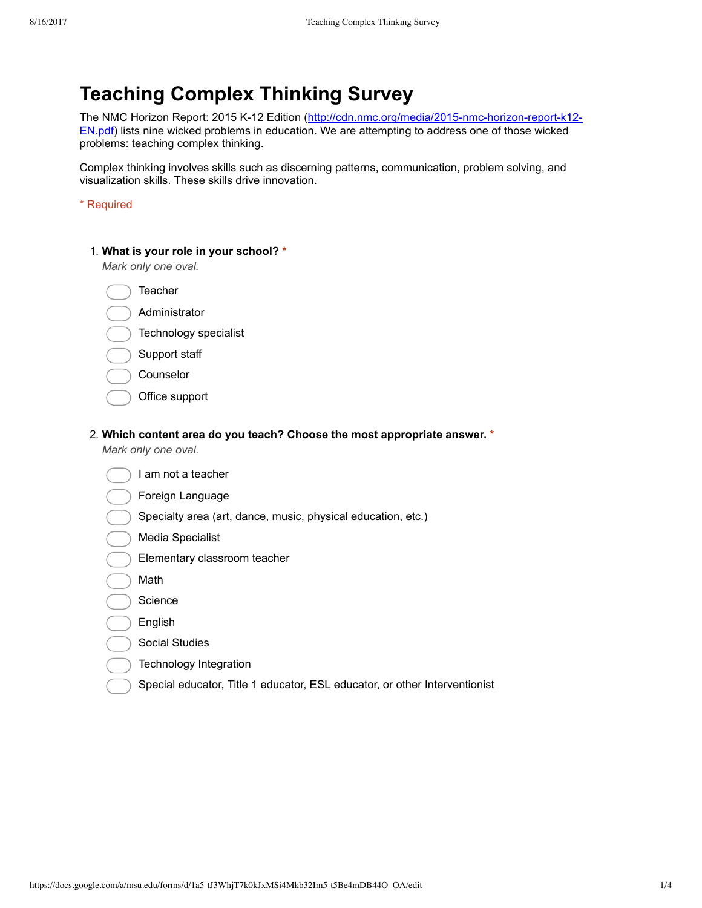# Teaching Complex Thinking Survey

The NMC Horizon Report: 2015 K-12 Edition ([http://cdn.nmc.org/media/2015-nmc-horizon-report-k12-EN.pdf](http://cdn.nmc.org/media/2015-nmc-horizon-report-k12-EN.pdf)) lists nine wicked problems in education. We are attempting to address one of those wicked problems: teaching complex thinking.

Complex thinking involves skills such as discerning patterns, communication, problem solving, and visualization skills. These skills drive innovation.

\* Required

1. **What is your role in your school? \***
   *Mark only one oval.*

   - Teacher
   - Administrator
   - Technology specialist
   - Support staff
   - Counselor
   - Office support

2. **Which content area do you teach? Choose the most appropriate answer. \***
   *Mark only one oval.*

   - I am not a teacher
   - Foreign Language
   - Specialty area (art, dance, music, physical education, etc.)
   - Media Specialist
   - Elementary classroom teacher
   - Math
   - Science
   - English
   - Social Studies
   - Technology Integration
   - Special educator, Title 1 educator, ESL educator, or other Interventionist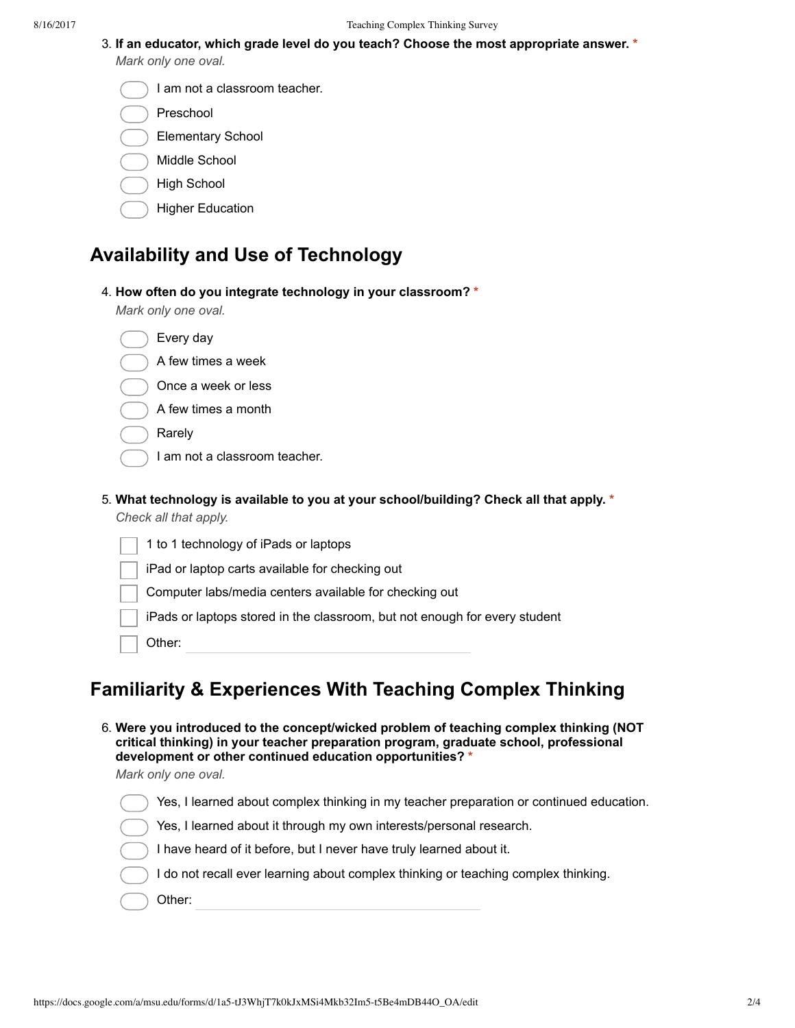3. **If an educator, which grade level do you teach? Choose the most appropriate answer.** *

   *Mark only one oval.*

   - ( ) I am not a classroom teacher.
   - ( ) Preschool
   - ( ) Elementary School
   - ( ) Middle School
   - ( ) High School
   - ( ) Higher Education

## Availability and Use of Technology

4. **How often do you integrate technology in your classroom?** *

   *Mark only one oval.*

   - ( ) Every day
   - ( ) A few times a week
   - ( ) Once a week or less
   - ( ) A few times a month
   - ( ) Rarely
   - ( ) I am not a classroom teacher.

5. **What technology is available to you at your school/building? Check all that apply.** *

   *Check all that apply.*

   - [ ] 1 to 1 technology of iPads or laptops
   - [ ] iPad or laptop carts available for checking out
   - [ ] Computer labs/media centers available for checking out
   - [ ] iPads or laptops stored in the classroom, but not enough for every student
   - [ ] Other: ____________________

## Familiarity & Experiences With Teaching Complex Thinking

6. **Were you introduced to the concept/wicked problem of teaching complex thinking (NOT critical thinking) in your teacher preparation program, graduate school, professional development or other continued education opportunities?** *

   *Mark only one oval.*

   - ( ) Yes, I learned about complex thinking in my teacher preparation or continued education.
   - ( ) Yes, I learned about it through my own interests/personal research.
   - ( ) I have heard of it before, but I never have truly learned about it.
   - ( ) I do not recall ever learning about complex thinking or teaching complex thinking.
   - ( ) Other: ____________________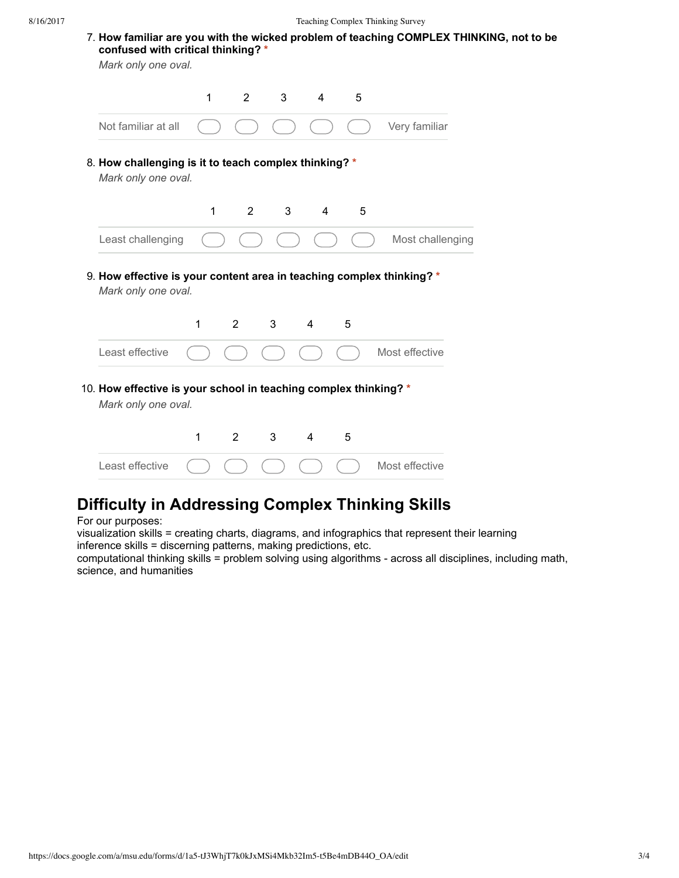7. **How familiar are you with the wicked problem of teaching COMPLEX THINKING, not to be confused with critical thinking?** *
   *Mark only one oval.*

| | 1 | 2 | 3 | 4 | 5 | |
|---|---|---|---|---|---|---|
| Not familiar at all | ⬭ | ⬭ | ⬭ | ⬭ | ⬭ | Very familiar |

8. **How challenging is it to teach complex thinking?** *
   *Mark only one oval.*

| | 1 | 2 | 3 | 4 | 5 | |
|---|---|---|---|---|---|---|
| Least challenging | ⬭ | ⬭ | ⬭ | ⬭ | ⬭ | Most challenging |

9. **How effective is your content area in teaching complex thinking?** *
   *Mark only one oval.*

| | 1 | 2 | 3 | 4 | 5 | |
|---|---|---|---|---|---|---|
| Least effective | ⬭ | ⬭ | ⬭ | ⬭ | ⬭ | Most effective |

10. **How effective is your school in teaching complex thinking?** *
    *Mark only one oval.*

| | 1 | 2 | 3 | 4 | 5 | |
|---|---|---|---|---|---|---|
| Least effective | ⬭ | ⬭ | ⬭ | ⬭ | ⬭ | Most effective |

## Difficulty in Addressing Complex Thinking Skills

For our purposes:
visualization skills = creating charts, diagrams, and infographics that represent their learning
inference skills = discerning patterns, making predictions, etc.
computational thinking skills = problem solving using algorithms - across all disciplines, including math, science, and humanities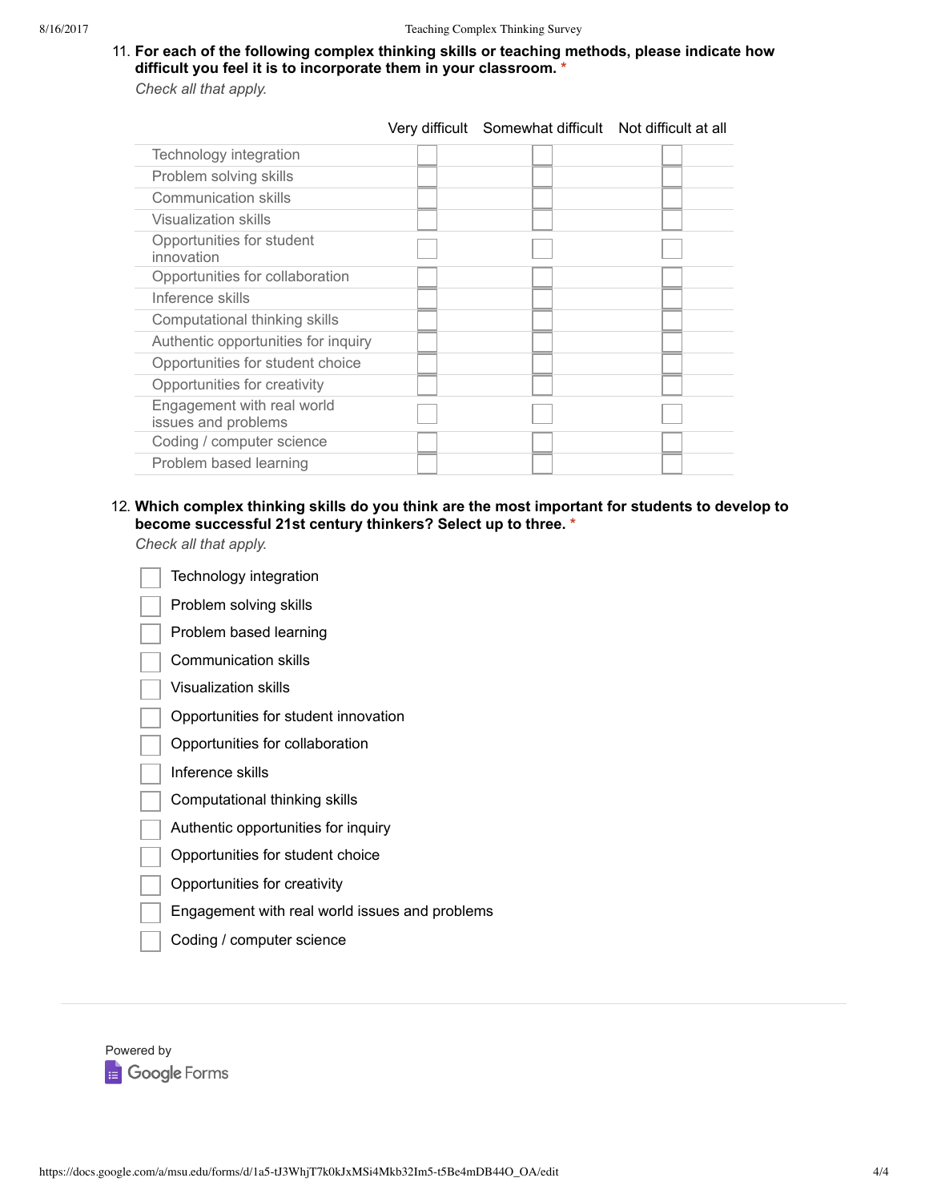11. **For each of the following complex thinking skills or teaching methods, please indicate how difficult you feel it is to incorporate them in your classroom.** *

*Check all that apply.*

| | Very difficult | Somewhat difficult | Not difficult at all |
|---|---|---|---|
| Technology integration | ☐ | ☐ | ☐ |
| Problem solving skills | ☐ | ☐ | ☐ |
| Communication skills | ☐ | ☐ | ☐ |
| Visualization skills | ☐ | ☐ | ☐ |
| Opportunities for student innovation | ☐ | ☐ | ☐ |
| Opportunities for collaboration | ☐ | ☐ | ☐ |
| Inference skills | ☐ | ☐ | ☐ |
| Computational thinking skills | ☐ | ☐ | ☐ |
| Authentic opportunities for inquiry | ☐ | ☐ | ☐ |
| Opportunities for student choice | ☐ | ☐ | ☐ |
| Opportunities for creativity | ☐ | ☐ | ☐ |
| Engagement with real world issues and problems | ☐ | ☐ | ☐ |
| Coding / computer science | ☐ | ☐ | ☐ |
| Problem based learning | ☐ | ☐ | ☐ |

12. **Which complex thinking skills do you think are the most important for students to develop to become successful 21st century thinkers? Select up to three.** *

*Check all that apply.*

- ☐ Technology integration
- ☐ Problem solving skills
- ☐ Problem based learning
- ☐ Communication skills
- ☐ Visualization skills
- ☐ Opportunities for student innovation
- ☐ Opportunities for collaboration
- ☐ Inference skills
- ☐ Computational thinking skills
- ☐ Authentic opportunities for inquiry
- ☐ Opportunities for student choice
- ☐ Opportunities for creativity
- ☐ Engagement with real world issues and problems
- ☐ Coding / computer science

Powered by Google Forms